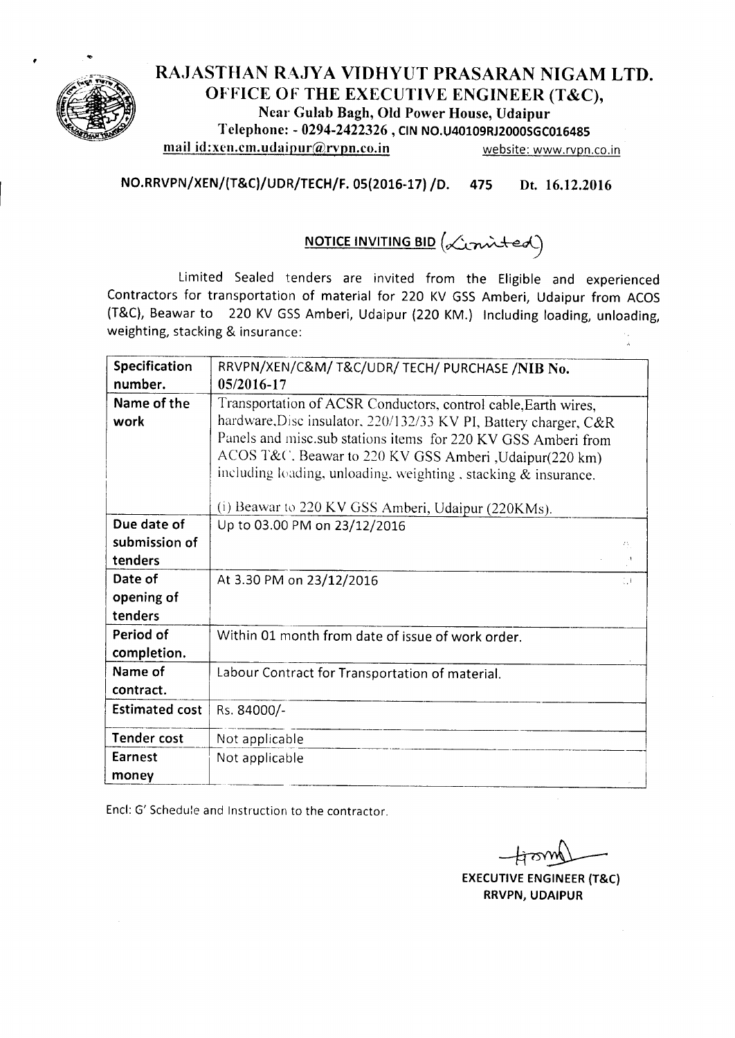# RAJASTHAN RAJYA VIDHYUT PRASARAN NIGAM LTD.

## OFFICE OF THE EXECUTIVE ENGINEER (T&C),

**Near Gulab Bagh, Old Power House, Udaipur**

**Telephone: - 0294-2422326 , CIN NO.U40109RJ2000SGC016485**

**mail id:xen.cm.udaipur@rvpn.co.in** website: www.rvpn.co.in

**NO.RRVPN/XEN/(T&C)/UDR/TECH/F. 05(2016-17) /D. 475 Dt. 16.12.2016**

**NOTICE INVITING BID** (Limited)

Limited Sealed tenders are invited from the Eligible and experienced Contractors for transportation of material for 220 KV GSS Amberi, Udaipur from ACOS (T&C), Beawar to 220 KV GSS Amberi, Udaipur (220 KM.) Including loading, unloading, weighting, stacking & insurance:

| **Specification number.** | RRVPN/XEN/C&M/ T&C/UDR/ TECH/ PURCHASE /**NIB No. 05/2016-17** |
|---|---|
| **Name of the work** | Transportation of ACSR Conductors, control cable,Earth wires, hardware,Disc insulator, 220/132/33 KV PI, Battery charger, C&R Panels and misc.sub stations items for 220 KV GSS Amberi from ACOS T&C, Beawar to 220 KV GSS Amberi ,Udaipur(220 km) including loading, unloading, weighting , stacking & insurance.<br><br>(i) Beawar to 220 KV GSS Amberi, Udaipur (220KMs). |
| **Due date of submission of tenders** | Up to 03.00 PM on 23/12/2016 |
| **Date of opening of tenders** | At 3.30 PM on 23/12/2016 |
| **Period of completion.** | Within 01 month from date of issue of work order. |
| **Name of contract.** | Labour Contract for Transportation of material. |
| **Estimated cost** | Rs. 84000/- |
| **Tender cost** | Not applicable |
| **Earnest money** | Not applicable |

Encl: G' Schedule and Instruction to the contractor.

**EXECUTIVE ENGINEER (T&C)**
**RRVPN, UDAIPUR**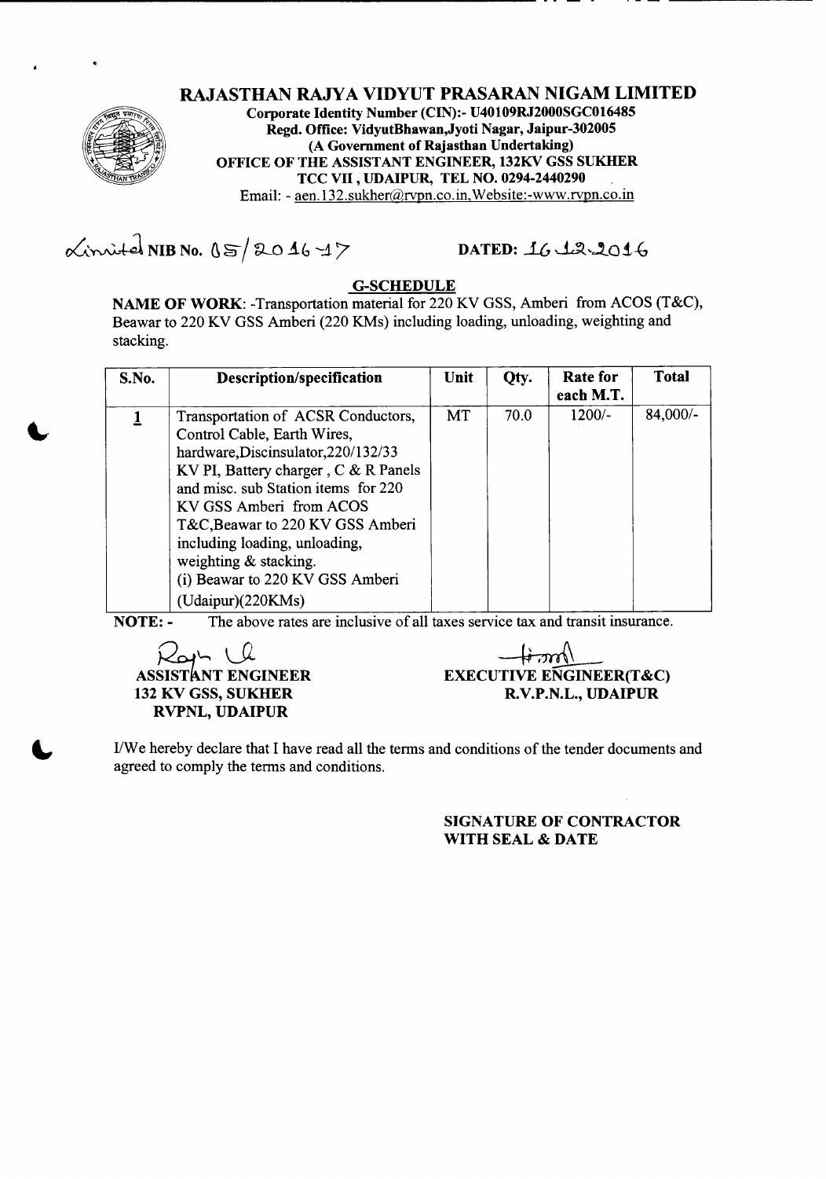# RAJASTHAN RAJYA VIDYUT PRASARAN NIGAM LIMITED

**Corporate Identity Number (CIN):- U40109RJ2000SGC016485**
**Regd. Office: VidyutBhawan,Jyoti Nagar, Jaipur-302005**
**(A Government of Rajasthan Undertaking)**
**OFFICE OF THE ASSISTANT ENGINEER, 132KV GSS SUKHER**
**TCC VII , UDAIPUR, TEL NO. 0294-2440290**
Email: - aen.132.sukher@rvpn.co.in,Website:-www.rvpn.co.in

Limited **NIB No.** 05/2016-17 **DATED:** 16.12.2016

## G-SCHEDULE

**NAME OF WORK**: -Transportation material for 220 KV GSS, Amberi from ACOS (T&C), Beawar to 220 KV GSS Amberi (220 KMs) including loading, unloading, weighting and stacking.

| S.No. | Description/specification | Unit | Qty. | Rate for each M.T. | Total |
|---|---|---|---|---|---|
| 1 | Transportation of ACSR Conductors, Control Cable, Earth Wires, hardware,Discinsulator,220/132/33 KV PI, Battery charger , C & R Panels and misc. sub Station items for 220 KV GSS Amberi from ACOS T&C,Beawar to 220 KV GSS Amberi including loading, unloading, weighting & stacking.<br>(i) Beawar to 220 KV GSS Amberi (Udaipur)(220KMs) | MT | 70.0 | 1200/- | 84,000/- |

**NOTE: -** The above rates are inclusive of all taxes service tax and transit insurance.

**ASSISTANT ENGINEER**
**132 KV GSS, SUKHER**
**RVPNL, UDAIPUR**

**EXECUTIVE ENGINEER(T&C)**
**R.V.P.N.L., UDAIPUR**

I/We hereby declare that I have read all the terms and conditions of the tender documents and agreed to comply the terms and conditions.

**SIGNATURE OF CONTRACTOR**
**WITH SEAL & DATE**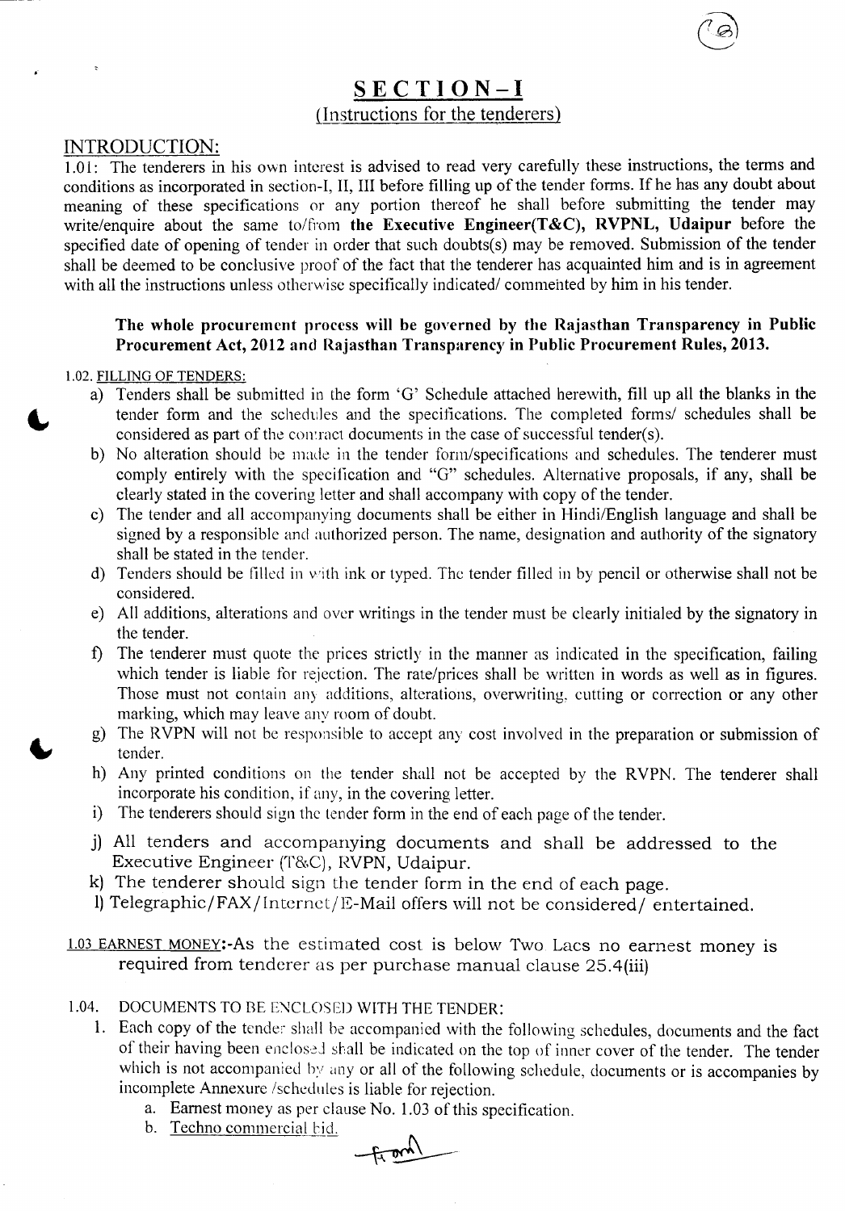# SECTION-I

## (Instructions for the tenderers)

## INTRODUCTION:

1.01: The tenderers in his own interest is advised to read very carefully these instructions, the terms and conditions as incorporated in section-I, II, III before filling up of the tender forms. If he has any doubt about meaning of these specifications or any portion thereof he shall before submitting the tender may write/enquire about the same to/from **the Executive Engineer(T&C), RVPNL, Udaipur** before the specified date of opening of tender in order that such doubts(s) may be removed. Submission of the tender shall be deemed to be conclusive proof of the fact that the tenderer has acquainted him and is in agreement with all the instructions unless otherwise specifically indicated/ commented by him in his tender.

**The whole procurement process will be governed by the Rajasthan Transparency in Public Procurement Act, 2012 and Rajasthan Transparency in Public Procurement Rules, 2013.**

1.02. FILLING OF TENDERS:

a) Tenders shall be submitted in the form 'G' Schedule attached herewith, fill up all the blanks in the tender form and the schedules and the specifications. The completed forms/ schedules shall be considered as part of the contract documents in the case of successful tender(s).

b) No alteration should be made in the tender form/specifications and schedules. The tenderer must comply entirely with the specification and "G" schedules. Alternative proposals, if any, shall be clearly stated in the covering letter and shall accompany with copy of the tender.

c) The tender and all accompanying documents shall be either in Hindi/English language and shall be signed by a responsible and authorized person. The name, designation and authority of the signatory shall be stated in the tender.

d) Tenders should be filled in with ink or typed. The tender filled in by pencil or otherwise shall not be considered.

e) All additions, alterations and over writings in the tender must be clearly initialed by the signatory in the tender.

f) The tenderer must quote the prices strictly in the manner as indicated in the specification, failing which tender is liable for rejection. The rate/prices shall be written in words as well as in figures. Those must not contain any additions, alterations, overwriting, cutting or correction or any other marking, which may leave any room of doubt.

g) The RVPN will not be responsible to accept any cost involved in the preparation or submission of tender.

h) Any printed conditions on the tender shall not be accepted by the RVPN. The tenderer shall incorporate his condition, if any, in the covering letter.

i) The tenderers should sign the tender form in the end of each page of the tender.

j) All tenders and accompanying documents and shall be addressed to the Executive Engineer (T&C), RVPN, Udaipur.

k) The tenderer should sign the tender form in the end of each page.

l) Telegraphic/FAX/Internet/E-Mail offers will not be considered/ entertained.

1.03 EARNEST MONEY:-As the estimated cost is below Two Lacs no earnest money is required from tenderer as per purchase manual clause 25.4(iii)

1.04. DOCUMENTS TO BE ENCLOSED WITH THE TENDER:

1. Each copy of the tender shall be accompanied with the following schedules, documents and the fact of their having been enclosed shall be indicated on the top of inner cover of the tender. The tender which is not accompanied by any or all of the following schedule, documents or is accompanies by incomplete Annexure /schedules is liable for rejection.
   a. Earnest money as per clause No. 1.03 of this specification.
   b. Techno commercial bid.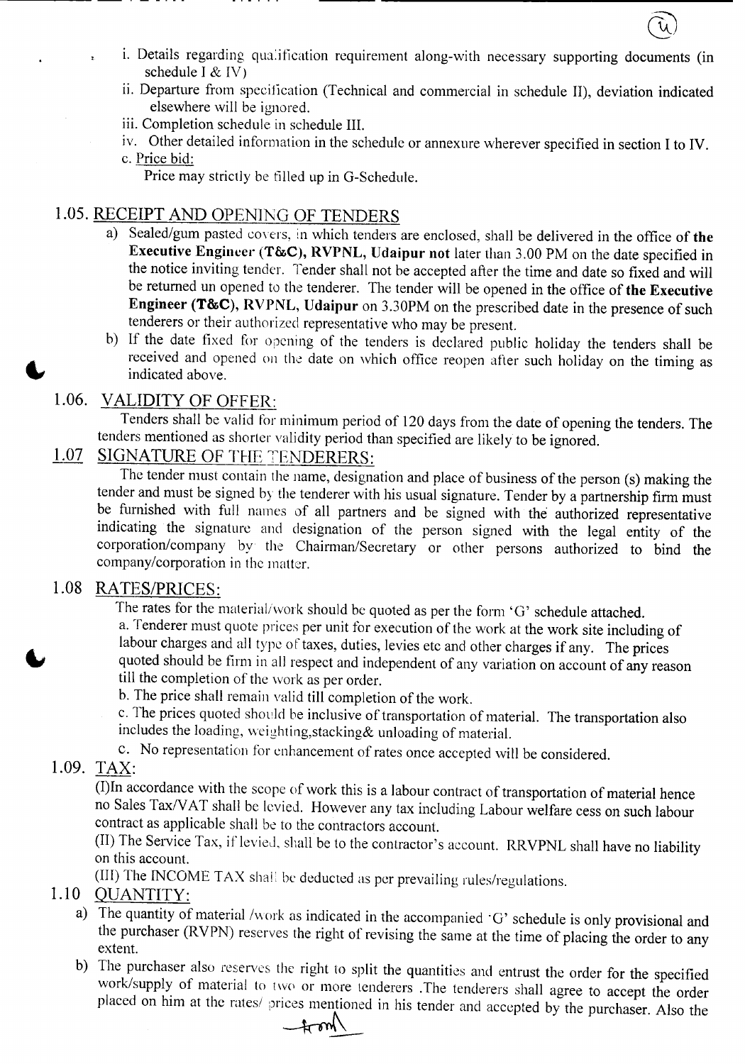i. Details regarding qualification requirement along-with necessary supporting documents (in schedule I & IV)

ii. Departure from specification (Technical and commercial in schedule II), deviation indicated elsewhere will be ignored.

iii. Completion schedule in schedule III.

iv. Other detailed information in the schedule or annexure wherever specified in section I to IV.

c. Price bid:

Price may strictly be filled up in G-Schedule.

## 1.05. RECEIPT AND OPENING OF TENDERS

a) Sealed/gum pasted covers, in which tenders are enclosed, shall be delivered in the office of **the Executive Engineer (T&C), RVPNL, Udaipur not** later than 3.00 PM on the date specified in the notice inviting tender. Tender shall not be accepted after the time and date so fixed and will be returned un opened to the tenderer. The tender will be opened in the office of **the Executive Engineer (T&C), RVPNL, Udaipur** on 3.30PM on the prescribed date in the presence of such tenderers or their authorized representative who may be present.

b) If the date fixed for opening of the tenders is declared public holiday the tenders shall be received and opened on the date on which office reopen after such holiday on the timing as indicated above.

## 1.06. VALIDITY OF OFFER:

Tenders shall be valid for minimum period of 120 days from the date of opening the tenders. The tenders mentioned as shorter validity period than specified are likely to be ignored.

## 1.07 SIGNATURE OF THE TENDERERS:

The tender must contain the name, designation and place of business of the person (s) making the tender and must be signed by the tenderer with his usual signature. Tender by a partnership firm must be furnished with full names of all partners and be signed with the authorized representative indicating the signature and designation of the person signed with the legal entity of the corporation/company by the Chairman/Secretary or other persons authorized to bind the company/corporation in the matter.

## 1.08 RATES/PRICES:

The rates for the material/work should be quoted as per the form 'G' schedule attached.

a. Tenderer must quote prices per unit for execution of the work at the work site including of labour charges and all type of taxes, duties, levies etc and other charges if any. The prices quoted should be firm in all respect and independent of any variation on account of any reason till the completion of the work as per order.

b. The price shall remain valid till completion of the work.

c. The prices quoted should be inclusive of transportation of material. The transportation also includes the loading, weighting,stacking& unloading of material.

c. No representation for enhancement of rates once accepted will be considered.

## 1.09. TAX:

(I)In accordance with the scope of work this is a labour contract of transportation of material hence no Sales Tax/VAT shall be levied. However any tax including Labour welfare cess on such labour contract as applicable shall be to the contractors account.

(II) The Service Tax, if levied, shall be to the contractor's account. RRVPNL shall have no liability on this account.

(III) The INCOME TAX shall be deducted as per prevailing rules/regulations.

## 1.10 QUANTITY:

a) The quantity of material /work as indicated in the accompanied 'G' schedule is only provisional and the purchaser (RVPN) reserves the right of revising the same at the time of placing the order to any extent.

b) The purchaser also reserves the right to split the quantities and entrust the order for the specified work/supply of material to two or more tenderers .The tenderers shall agree to accept the order placed on him at the rates/ prices mentioned in his tender and accepted by the purchaser. Also the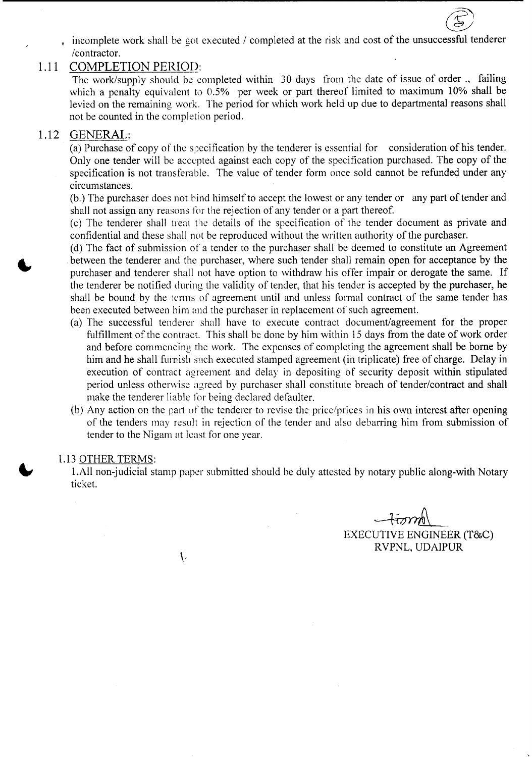incomplete work shall be got executed / completed at the risk and cost of the unsuccessful tenderer /contractor.

## 1.11 COMPLETION PERIOD:

The work/supply should be completed within 30 days from the date of issue of order ., failing which a penalty equivalent to 0.5% per week or part thereof limited to maximum 10% shall be levied on the remaining work. The period for which work held up due to departmental reasons shall not be counted in the completion period.

## 1.12 GENERAL:

(a) Purchase of copy of the specification by the tenderer is essential for consideration of his tender. Only one tender will be accepted against each copy of the specification purchased. The copy of the specification is not transferable. The value of tender form once sold cannot be refunded under any circumstances.

(b.) The purchaser does not bind himself to accept the lowest or any tender or any part of tender and shall not assign any reasons for the rejection of any tender or a part thereof.

(c) The tenderer shall treat the details of the specification of the tender document as private and confidential and these shall not be reproduced without the written authority of the purchaser.

(d) The fact of submission of a tender to the purchaser shall be deemed to constitute an Agreement between the tenderer and the purchaser, where such tender shall remain open for acceptance by the purchaser and tenderer shall not have option to withdraw his offer impair or derogate the same. If the tenderer be notified during the validity of tender, that his tender is accepted by the purchaser, he shall be bound by the terms of agreement until and unless formal contract of the same tender has been executed between him and the purchaser in replacement of such agreement.

(a) The successful tenderer shall have to execute contract document/agreement for the proper fulfillment of the contract. This shall be done by him within 15 days from the date of work order and before commencing the work. The expenses of completing the agreement shall be borne by him and he shall furnish such executed stamped agreement (in triplicate) free of charge. Delay in execution of contract agreement and delay in depositing of security deposit within stipulated period unless otherwise agreed by purchaser shall constitute breach of tender/contract and shall make the tenderer liable for being declared defaulter.

(b) Any action on the part of the tenderer to revise the price/prices in his own interest after opening of the tenders may result in rejection of the tender and also debarring him from submission of tender to the Nigam at least for one year.

### 1.13 OTHER TERMS:

1.All non-judicial stamp paper submitted should be duly attested by notary public along-with Notary ticket.

EXECUTIVE ENGINEER (T&C)
RVPNL, UDAIPUR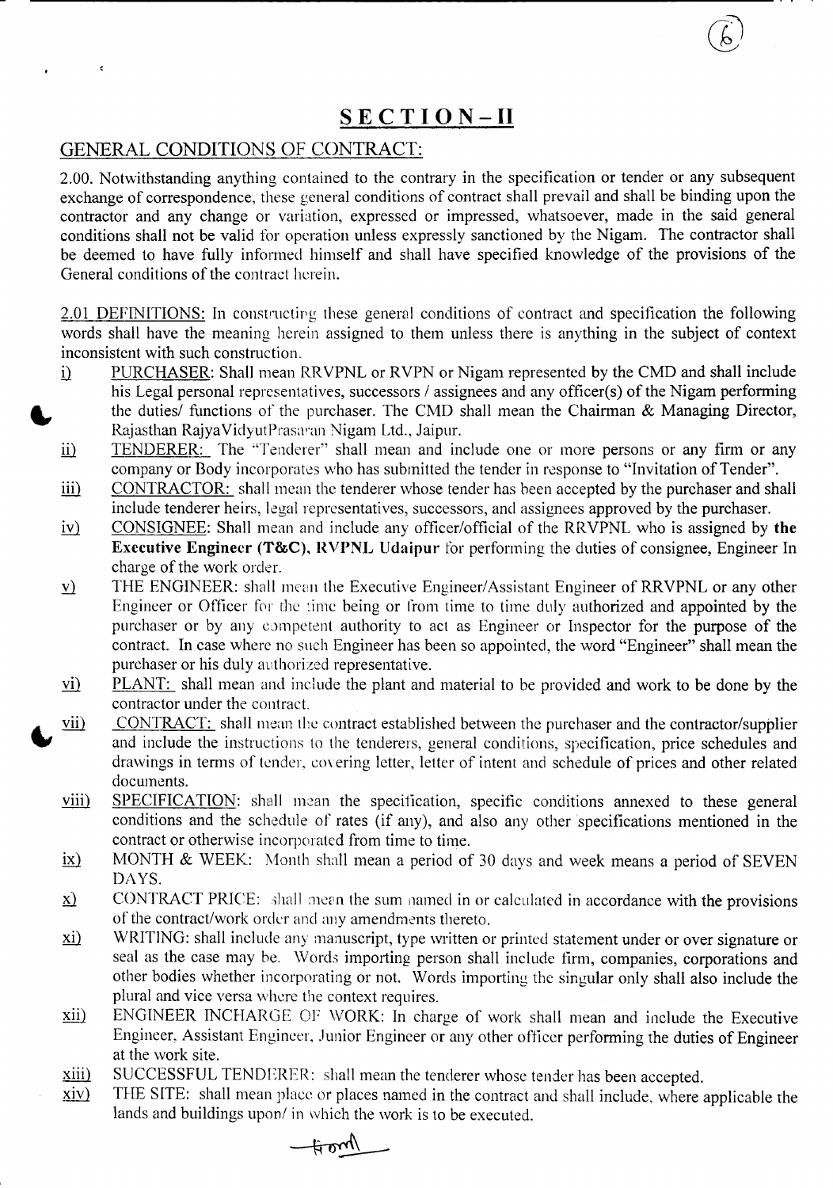# SECTION-II

## GENERAL CONDITIONS OF CONTRACT:

2.00. Notwithstanding anything contained to the contrary in the specification or tender or any subsequent exchange of correspondence, these general conditions of contract shall prevail and shall be binding upon the contractor and any change or variation, expressed or impressed, whatsoever, made in the said general conditions shall not be valid for operation unless expressly sanctioned by the Nigam. The contractor shall be deemed to have fully informed himself and shall have specified knowledge of the provisions of the General conditions of the contract herein.

2.01 DEFINITIONS: In constructing these general conditions of contract and specification the following words shall have the meaning herein assigned to them unless there is anything in the subject of context inconsistent with such construction.

i) PURCHASER: Shall mean RRVPNL or RVPN or Nigam represented by the CMD and shall include his Legal personal representatives, successors / assignees and any officer(s) of the Nigam performing the duties/ functions of the purchaser. The CMD shall mean the Chairman & Managing Director, Rajasthan RajyaVidyutPrasaran Nigam Ltd., Jaipur.

ii) TENDERER: The "Tenderer" shall mean and include one or more persons or any firm or any company or Body incorporates who has submitted the tender in response to "Invitation of Tender".

iii) CONTRACTOR: shall mean the tenderer whose tender has been accepted by the purchaser and shall include tenderer heirs, legal representatives, successors, and assignees approved by the purchaser.

iv) CONSIGNEE: Shall mean and include any officer/official of the RRVPNL who is assigned by **the Executive Engineer (T&C), RVPNL Udaipur** for performing the duties of consignee, Engineer In charge of the work order.

v) THE ENGINEER: shall mean the Executive Engineer/Assistant Engineer of RRVPNL or any other Engineer or Officer for the time being or from time to time duly authorized and appointed by the purchaser or by any competent authority to act as Engineer or Inspector for the purpose of the contract. In case where no such Engineer has been so appointed, the word "Engineer" shall mean the purchaser or his duly authorized representative.

vi) PLANT: shall mean and include the plant and material to be provided and work to be done by the contractor under the contract.

vii) CONTRACT: shall mean the contract established between the purchaser and the contractor/supplier and include the instructions to the tenderers, general conditions, specification, price schedules and drawings in terms of tender, covering letter, letter of intent and schedule of prices and other related documents.

viii) SPECIFICATION: shall mean the specification, specific conditions annexed to these general conditions and the schedule of rates (if any), and also any other specifications mentioned in the contract or otherwise incorporated from time to time.

ix) MONTH & WEEK: Month shall mean a period of 30 days and week means a period of SEVEN DAYS.

x) CONTRACT PRICE: shall mean the sum named in or calculated in accordance with the provisions of the contract/work order and any amendments thereto.

xi) WRITING: shall include any manuscript, type written or printed statement under or over signature or seal as the case may be. Words importing person shall include firm, companies, corporations and other bodies whether incorporating or not. Words importing the singular only shall also include the plural and vice versa where the context requires.

xii) ENGINEER INCHARGE OF WORK: In charge of work shall mean and include the Executive Engineer, Assistant Engineer, Junior Engineer or any other officer performing the duties of Engineer at the work site.

xiii) SUCCESSFUL TENDERER: shall mean the tenderer whose tender has been accepted.

xiv) THE SITE: shall mean place or places named in the contract and shall include, where applicable the lands and buildings upon/ in which the work is to be executed.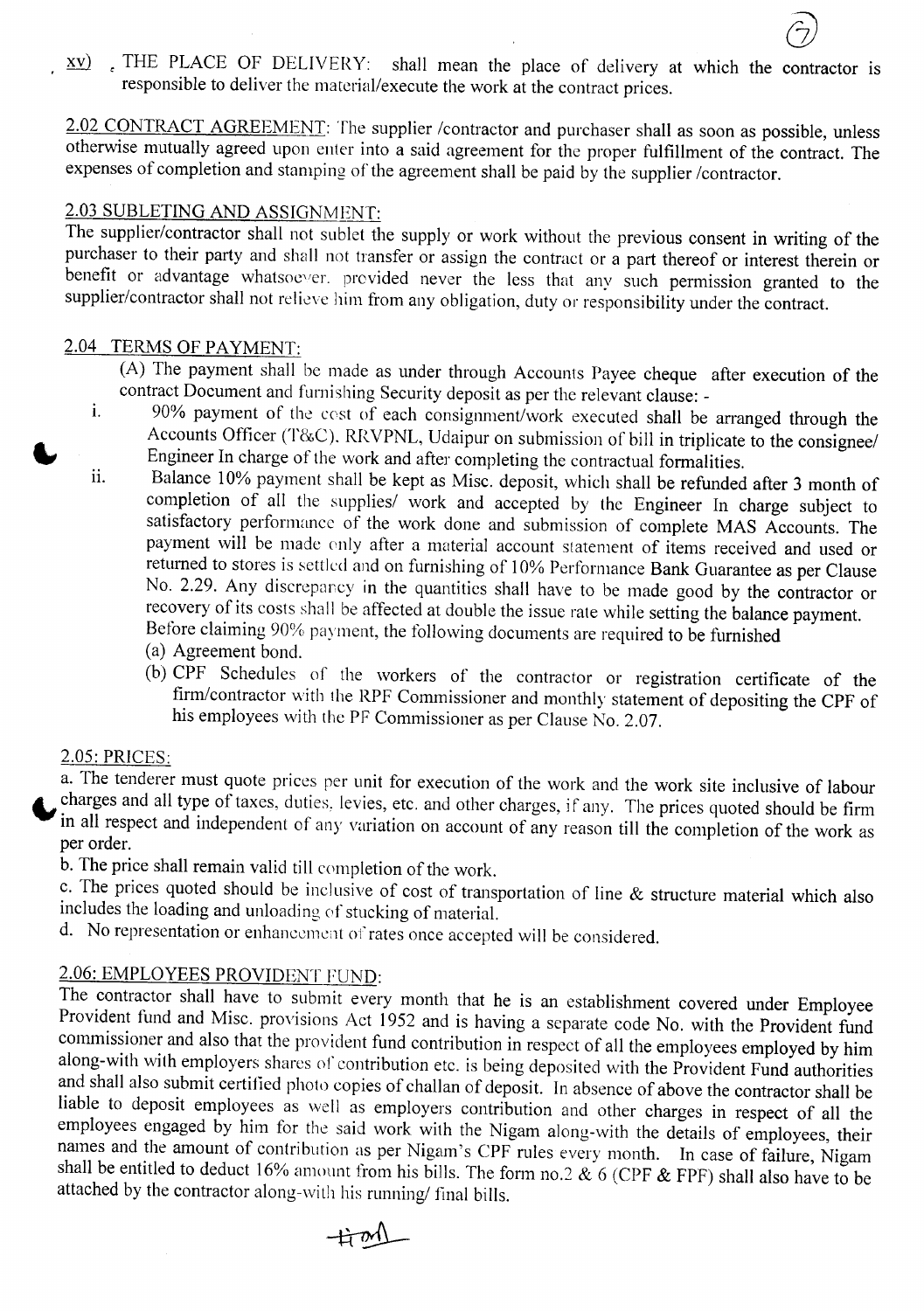xv) THE PLACE OF DELIVERY: shall mean the place of delivery at which the contractor is responsible to deliver the material/execute the work at the contract prices.

2.02 CONTRACT AGREEMENT: The supplier /contractor and purchaser shall as soon as possible, unless otherwise mutually agreed upon enter into a said agreement for the proper fulfillment of the contract. The expenses of completion and stamping of the agreement shall be paid by the supplier /contractor.

2.03 SUBLETING AND ASSIGNMENT:

The supplier/contractor shall not sublet the supply or work without the previous consent in writing of the purchaser to their party and shall not transfer or assign the contract or a part thereof or interest therein or benefit or advantage whatsoever. provided never the less that any such permission granted to the supplier/contractor shall not relieve him from any obligation, duty or responsibility under the contract.

2.04 TERMS OF PAYMENT:

(A) The payment shall be made as under through Accounts Payee cheque after execution of the contract Document and furnishing Security deposit as per the relevant clause: -

i. 90% payment of the cost of each consignment/work executed shall be arranged through the Accounts Officer (T&C). RRVPNL, Udaipur on submission of bill in triplicate to the consignee/ Engineer In charge of the work and after completing the contractual formalities.

ii. Balance 10% payment shall be kept as Misc. deposit, which shall be refunded after 3 month of completion of all the supplies/ work and accepted by the Engineer In charge subject to satisfactory performance of the work done and submission of complete MAS Accounts. The payment will be made only after a material account statement of items received and used or returned to stores is settled and on furnishing of 10% Performance Bank Guarantee as per Clause No. 2.29. Any discrepancy in the quantities shall have to be made good by the contractor or recovery of its costs shall be affected at double the issue rate while setting the balance payment. Before claiming 90% payment, the following documents are required to be furnished
   (a) Agreement bond.
   (b) CPF Schedules of the workers of the contractor or registration certificate of the firm/contractor with the RPF Commissioner and monthly statement of depositing the CPF of his employees with the PF Commissioner as per Clause No. 2.07.

2.05: PRICES:

a. The tenderer must quote prices per unit for execution of the work and the work site inclusive of labour charges and all type of taxes, duties, levies, etc. and other charges, if any. The prices quoted should be firm in all respect and independent of any variation on account of any reason till the completion of the work as per order.

b. The price shall remain valid till completion of the work.

c. The prices quoted should be inclusive of cost of transportation of line & structure material which also includes the loading and unloading of stucking of material.

d. No representation or enhancement of rates once accepted will be considered.

2.06: EMPLOYEES PROVIDENT FUND:

The contractor shall have to submit every month that he is an establishment covered under Employee Provident fund and Misc. provisions Act 1952 and is having a separate code No. with the Provident fund commissioner and also that the provident fund contribution in respect of all the employees employed by him along-with with employers shares of contribution etc. is being deposited with the Provident Fund authorities and shall also submit certified photo copies of challan of deposit. In absence of above the contractor shall be liable to deposit employees as well as employers contribution and other charges in respect of all the employees engaged by him for the said work with the Nigam along-with the details of employees, their names and the amount of contribution as per Nigam's CPF rules every month. In case of failure, Nigam shall be entitled to deduct 16% amount from his bills. The form no.2 & 6 (CPF & FPF) shall also have to be attached by the contractor along-with his running/ final bills.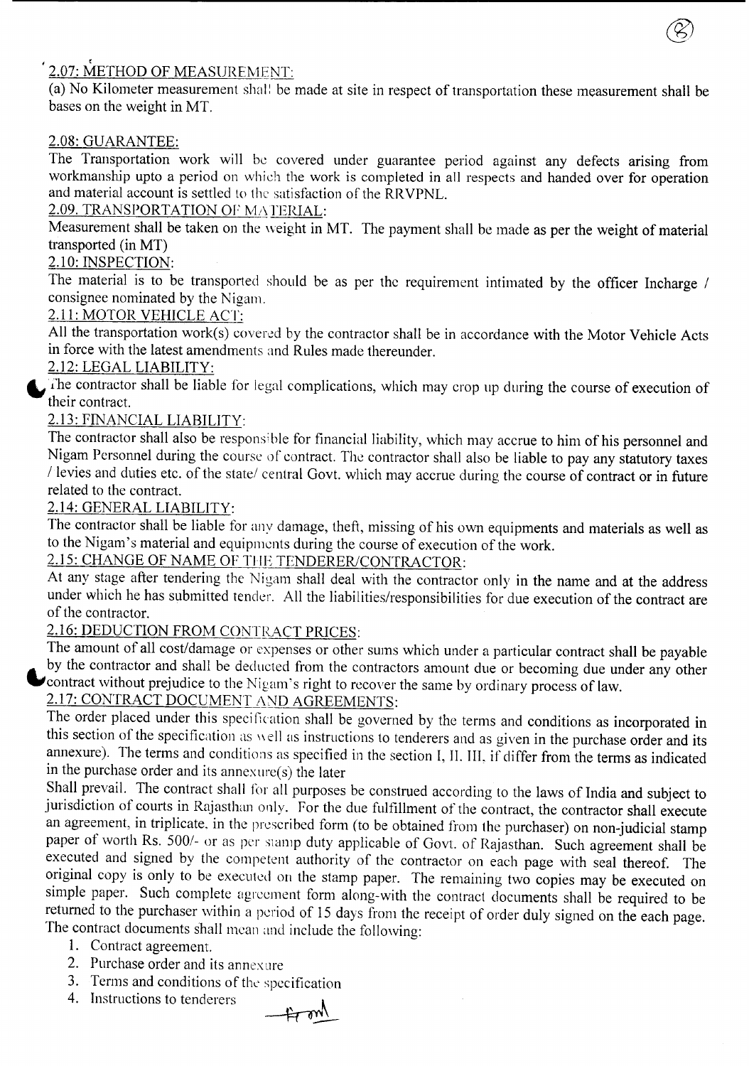## 2.07: METHOD OF MEASUREMENT:

(a) No Kilometer measurement shall be made at site in respect of transportation these measurement shall be bases on the weight in MT.

## 2.08: GUARANTEE:

The Transportation work will be covered under guarantee period against any defects arising from workmanship upto a period on which the work is completed in all respects and handed over for operation and material account is settled to the satisfaction of the RRVPNL.

## 2.09. TRANSPORTATION OF MATERIAL:

Measurement shall be taken on the weight in MT. The payment shall be made as per the weight of material transported (in MT)

## 2.10: INSPECTION:

The material is to be transported should be as per the requirement intimated by the officer Incharge / consignee nominated by the Nigam.

## 2.11: MOTOR VEHICLE ACT:

All the transportation work(s) covered by the contractor shall be in accordance with the Motor Vehicle Acts in force with the latest amendments and Rules made thereunder.

## 2.12: LEGAL LIABILITY:

The contractor shall be liable for legal complications, which may crop up during the course of execution of their contract.

## 2.13: FINANCIAL LIABILITY:

The contractor shall also be responsible for financial liability, which may accrue to him of his personnel and Nigam Personnel during the course of contract. The contractor shall also be liable to pay any statutory taxes / levies and duties etc. of the state/ central Govt. which may accrue during the course of contract or in future related to the contract.

## 2.14: GENERAL LIABILITY:

The contractor shall be liable for any damage, theft, missing of his own equipments and materials as well as to the Nigam's material and equipments during the course of execution of the work.

## 2.15: CHANGE OF NAME OF THE TENDERER/CONTRACTOR:

At any stage after tendering the Nigam shall deal with the contractor only in the name and at the address under which he has submitted tender. All the liabilities/responsibilities for due execution of the contract are of the contractor.

## 2.16: DEDUCTION FROM CONTRACT PRICES:

The amount of all cost/damage or expenses or other sums which under a particular contract shall be payable by the contractor and shall be deducted from the contractors amount due or becoming due under any other contract without prejudice to the Nigam's right to recover the same by ordinary process of law.

## 2.17: CONTRACT DOCUMENT AND AGREEMENTS:

The order placed under this specification shall be governed by the terms and conditions as incorporated in this section of the specification as well as instructions to tenderers and as given in the purchase order and its annexure). The terms and conditions as specified in the section I, II, III, if differ from the terms as indicated in the purchase order and its annexure(s) the later

Shall prevail. The contract shall for all purposes be construed according to the laws of India and subject to jurisdiction of courts in Rajasthan only. For the due fulfillment of the contract, the contractor shall execute an agreement, in triplicate, in the prescribed form (to be obtained from the purchaser) on non-judicial stamp paper of worth Rs. 500/- or as per stamp duty applicable of Govt. of Rajasthan. Such agreement shall be executed and signed by the competent authority of the contractor on each page with seal thereof. The original copy is only to be executed on the stamp paper. The remaining two copies may be executed on simple paper. Such complete agreement form along-with the contract documents shall be required to be returned to the purchaser within a period of 15 days from the receipt of order duly signed on the each page. The contract documents shall mean and include the following:

1. Contract agreement.
2. Purchase order and its annexure
3. Terms and conditions of the specification
4. Instructions to tenderers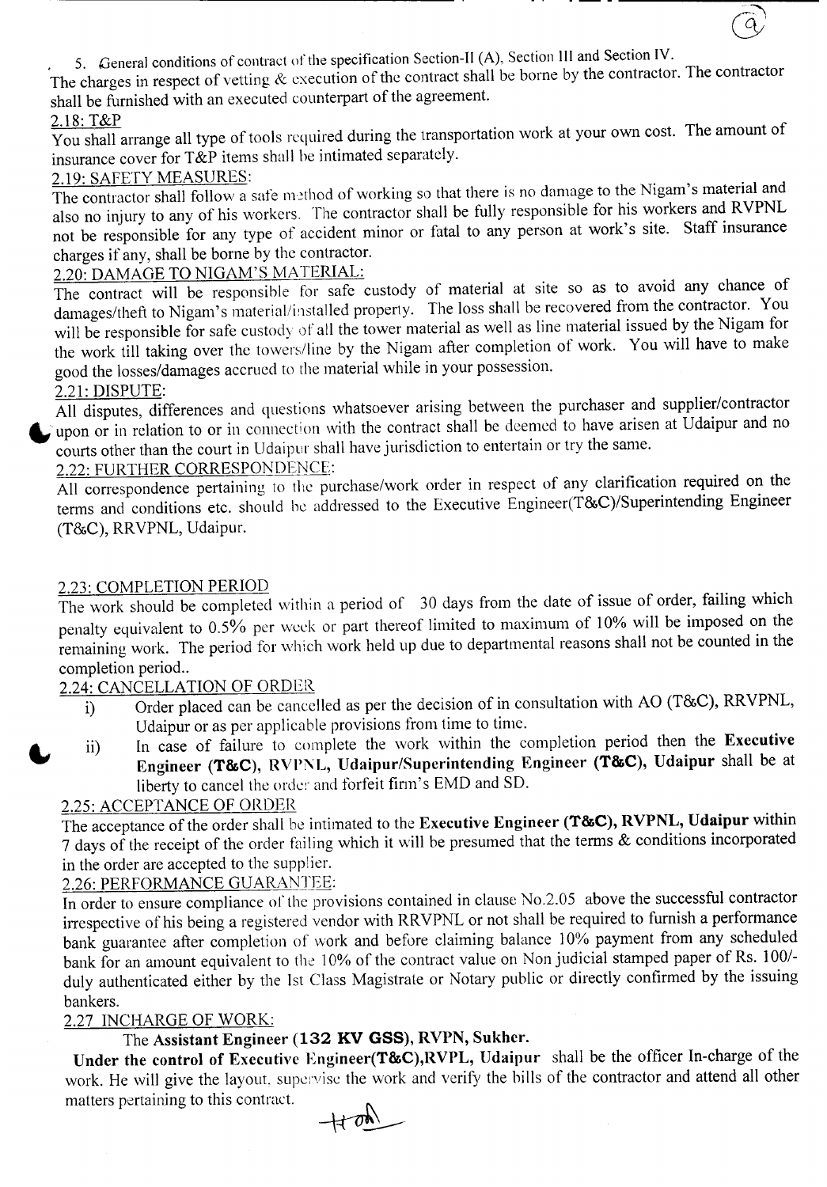5. General conditions of contract of the specification Section-II (A), Section III and Section IV.

The charges in respect of vetting & execution of the contract shall be borne by the contractor. The contractor shall be furnished with an executed counterpart of the agreement.

2.18: T&P

You shall arrange all type of tools required during the transportation work at your own cost. The amount of insurance cover for T&P items shall be intimated separately.

2.19: SAFETY MEASURES:

The contractor shall follow a safe method of working so that there is no damage to the Nigam's material and also no injury to any of his workers. The contractor shall be fully responsible for his workers and RVPNL not be responsible for any type of accident minor or fatal to any person at work's site. Staff insurance charges if any, shall be borne by the contractor.

2.20: DAMAGE TO NIGAM'S MATERIAL:

The contract will be responsible for safe custody of material at site so as to avoid any chance of damages/theft to Nigam's material/installed property. The loss shall be recovered from the contractor. You will be responsible for safe custody of all the tower material as well as line material issued by the Nigam for the work till taking over the towers/line by the Nigam after completion of work. You will have to make good the losses/damages accrued to the material while in your possession.

2.21: DISPUTE:

All disputes, differences and questions whatsoever arising between the purchaser and supplier/contractor upon or in relation to or in connection with the contract shall be deemed to have arisen at Udaipur and no courts other than the court in Udaipur shall have jurisdiction to entertain or try the same.

2.22: FURTHER CORRESPONDENCE:

All correspondence pertaining to the purchase/work order in respect of any clarification required on the terms and conditions etc. should be addressed to the Executive Engineer(T&C)/Superintending Engineer (T&C), RRVPNL, Udaipur.

2.23: COMPLETION PERIOD

The work should be completed within a period of 30 days from the date of issue of order, failing which penalty equivalent to 0.5% per week or part thereof limited to maximum of 10% will be imposed on the remaining work. The period for which work held up due to departmental reasons shall not be counted in the completion period..

2.24: CANCELLATION OF ORDER

i) Order placed can be cancelled as per the decision of in consultation with AO (T&C), RRVPNL, Udaipur or as per applicable provisions from time to time.

ii) In case of failure to complete the work within the completion period then the **Executive Engineer (T&C), RVPNL, Udaipur/Superintending Engineer (T&C), Udaipur** shall be at liberty to cancel the order and forfeit firm's EMD and SD.

2.25: ACCEPTANCE OF ORDER

The acceptance of the order shall be intimated to the **Executive Engineer (T&C), RVPNL, Udaipur** within 7 days of the receipt of the order failing which it will be presumed that the terms & conditions incorporated in the order are accepted to the supplier.

2.26: PERFORMANCE GUARANTEE:

In order to ensure compliance of the provisions contained in clause No.2.05 above the successful contractor irrespective of his being a registered vendor with RRVPNL or not shall be required to furnish a performance bank guarantee after completion of work and before claiming balance 10% payment from any scheduled bank for an amount equivalent to the 10% of the contract value on Non judicial stamped paper of Rs. 100/- duly authenticated either by the Ist Class Magistrate or Notary public or directly confirmed by the issuing bankers.

2.27 INCHARGE OF WORK:

The **Assistant Engineer (132 KV GSS), RVPN, Sukher.**

**Under the control of Executive Engineer(T&C),RVPL, Udaipur** shall be the officer In-charge of the work. He will give the layout, supervise the work and verify the bills of the contractor and attend all other matters pertaining to this contract.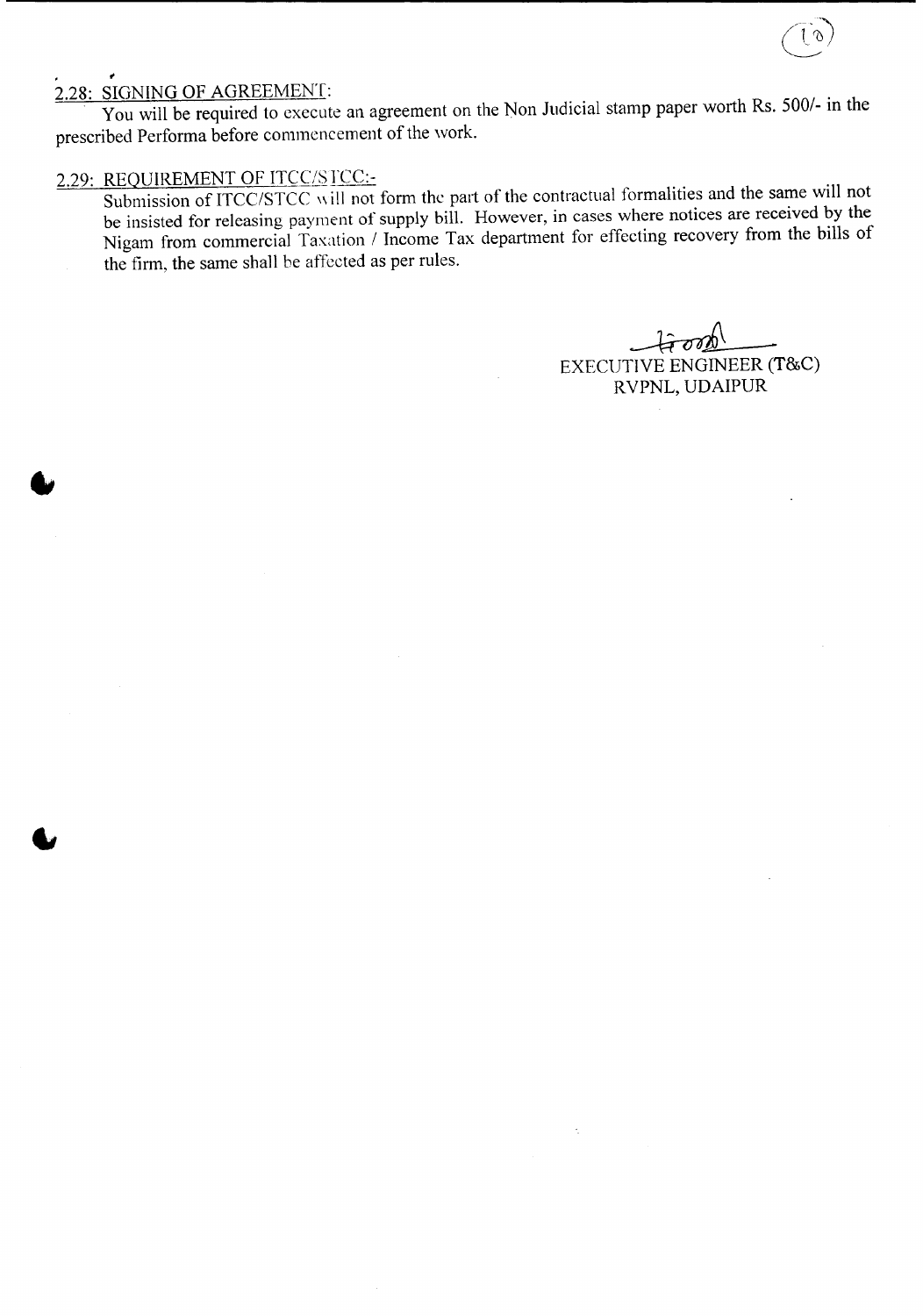## 2.28: SIGNING OF AGREEMENT:

You will be required to execute an agreement on the Non Judicial stamp paper worth Rs. 500/- in the prescribed Performa before commencement of the work.

## 2.29: REQUIREMENT OF ITCC/STCC:-

Submission of ITCC/STCC will not form the part of the contractual formalities and the same will not be insisted for releasing payment of supply bill. However, in cases where notices are received by the Nigam from commercial Taxation / Income Tax department for effecting recovery from the bills of the firm, the same shall be affected as per rules.

EXECUTIVE ENGINEER (T&C)
RVPNL, UDAIPUR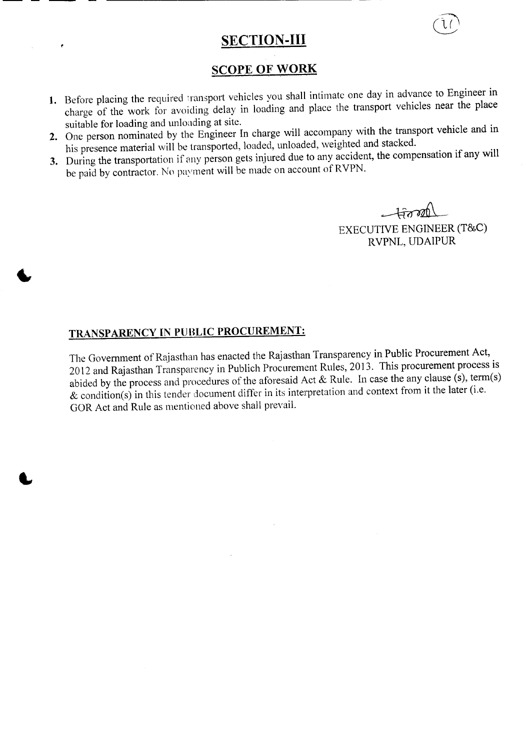## SECTION-III

## SCOPE OF WORK

1. Before placing the required transport vehicles you shall intimate one day in advance to Engineer in charge of the work for avoiding delay in loading and place the transport vehicles near the place suitable for loading and unloading at site.
2. One person nominated by the Engineer In charge will accompany with the transport vehicle and in his presence material will be transported, loaded, unloaded, weighted and stacked.
3. During the transportation if any person gets injured due to any accident, the compensation if any will be paid by contractor. No payment will be made on account of RVPN.

EXECUTIVE ENGINEER (T&C)
RVPNL, UDAIPUR

### TRANSPARENCY IN PUBLIC PROCUREMENT:

The Government of Rajasthan has enacted the Rajasthan Transparency in Public Procurement Act, 2012 and Rajasthan Transparency in Publich Procurement Rules, 2013. This procurement process is abided by the process and procedures of the aforesaid Act & Rule. In case the any clause (s), term(s) & condition(s) in this tender document differ in its interpretation and context from it the later (i.e. GOR Act and Rule as mentioned above shall prevail.